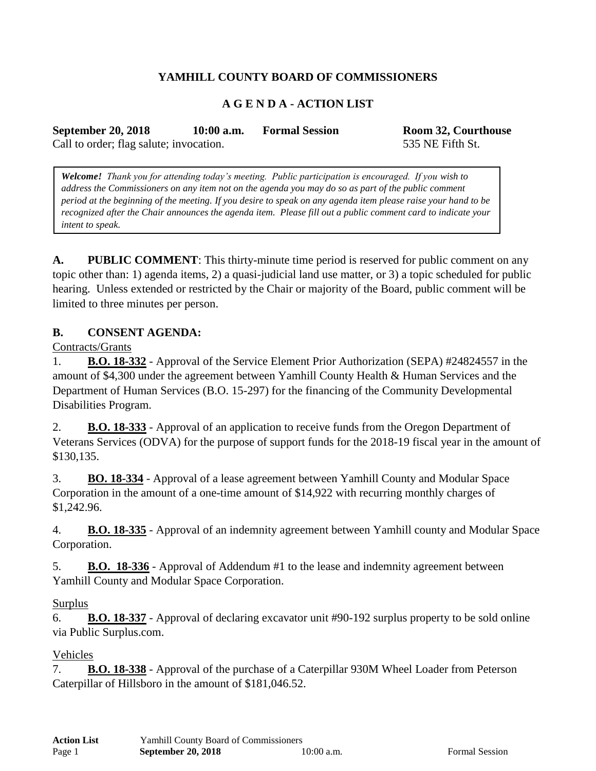**YAMHILL COUNTY BOARD OF COMMISSIONERS**

**A G E N D A - ACTION LIST**

**September 20, 2018** **10:00 a.m.** **Formal Session** **Room 32, Courthouse**
Call to order; flag salute; invocation. 535 NE Fifth St.

> ***Welcome!*** *Thank you for attending today's meeting. Public participation is encouraged. If you wish to address the Commissioners on any item not on the agenda you may do so as part of the public comment period at the beginning of the meeting. If you desire to speak on any agenda item please raise your hand to be recognized after the Chair announces the agenda item. Please fill out a public comment card to indicate your intent to speak.*

**A. PUBLIC COMMENT**: This thirty-minute time period is reserved for public comment on any topic other than: 1) agenda items, 2) a quasi-judicial land use matter, or 3) a topic scheduled for public hearing. Unless extended or restricted by the Chair or majority of the Board, public comment will be limited to three minutes per person.

**B. CONSENT AGENDA:**

Contracts/Grants

1. **B.O. 18-332** - Approval of the Service Element Prior Authorization (SEPA) #24824557 in the amount of $4,300 under the agreement between Yamhill County Health & Human Services and the Department of Human Services (B.O. 15-297) for the financing of the Community Developmental Disabilities Program.

2. **B.O. 18-333** - Approval of an application to receive funds from the Oregon Department of Veterans Services (ODVA) for the purpose of support funds for the 2018-19 fiscal year in the amount of $130,135.

3. **BO. 18-334** - Approval of a lease agreement between Yamhill County and Modular Space Corporation in the amount of a one-time amount of $14,922 with recurring monthly charges of $1,242.96.

4. **B.O. 18-335** - Approval of an indemnity agreement between Yamhill county and Modular Space Corporation.

5. **B.O. 18-336** - Approval of Addendum #1 to the lease and indemnity agreement between Yamhill County and Modular Space Corporation.

Surplus

6. **B.O. 18-337** - Approval of declaring excavator unit #90-192 surplus property to be sold online via Public Surplus.com.

Vehicles

7. **B.O. 18-338** - Approval of the purchase of a Caterpillar 930M Wheel Loader from Peterson Caterpillar of Hillsboro in the amount of $181,046.52.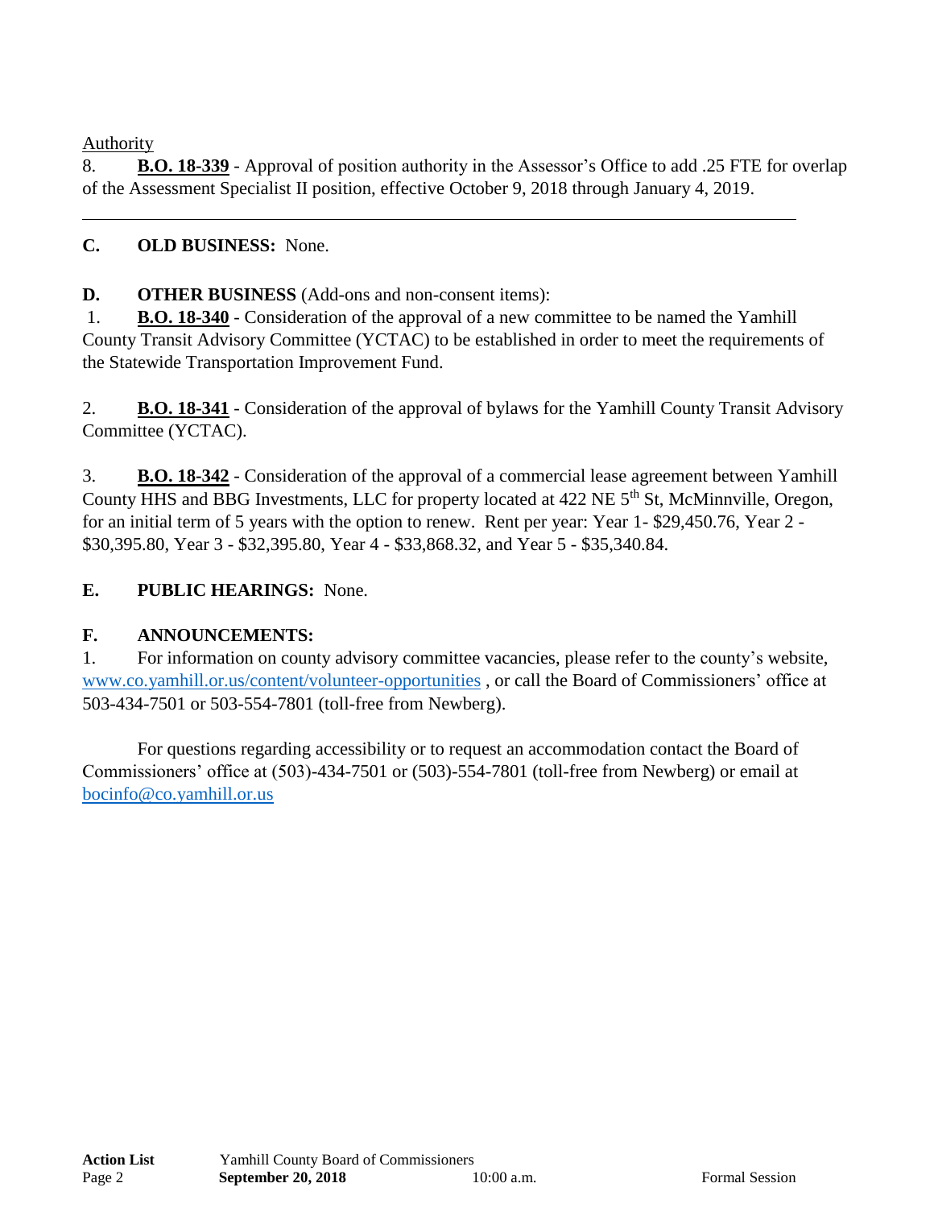Authority

8. **B.O. 18-339** - Approval of position authority in the Assessor's Office to add .25 FTE for overlap of the Assessment Specialist II position, effective October 9, 2018 through January 4, 2019.

---

**C. OLD BUSINESS:** None.

**D. OTHER BUSINESS** (Add-ons and non-consent items):

1. **B.O. 18-340** - Consideration of the approval of a new committee to be named the Yamhill County Transit Advisory Committee (YCTAC) to be established in order to meet the requirements of the Statewide Transportation Improvement Fund.

2. **B.O. 18-341** - Consideration of the approval of bylaws for the Yamhill County Transit Advisory Committee (YCTAC).

3. **B.O. 18-342** - Consideration of the approval of a commercial lease agreement between Yamhill County HHS and BBG Investments, LLC for property located at 422 NE 5th St, McMinnville, Oregon, for an initial term of 5 years with the option to renew. Rent per year: Year 1- $29,450.76, Year 2 - $30,395.80, Year 3 - $32,395.80, Year 4 - $33,868.32, and Year 5 - $35,340.84.

**E. PUBLIC HEARINGS:** None.

**F. ANNOUNCEMENTS:**

1. For information on county advisory committee vacancies, please refer to the county's website, www.co.yamhill.or.us/content/volunteer-opportunities , or call the Board of Commissioners' office at 503-434-7501 or 503-554-7801 (toll-free from Newberg).

For questions regarding accessibility or to request an accommodation contact the Board of Commissioners' office at (503)-434-7501 or (503)-554-7801 (toll-free from Newberg) or email at bocinfo@co.yamhill.or.us